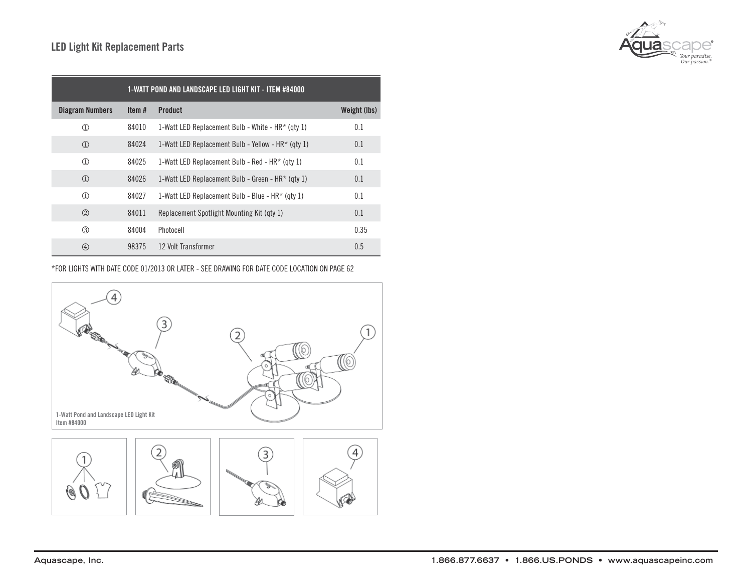## LED Light Kit Replacement Parts

| 1-WATT POND AND LANDSCAPE LED LIGHT KIT - ITEM #84000 | | | |
|---|---|---|---|
| **Diagram Numbers** | **Item #** | **Product** | **Weight (lbs)** |
| ① | 84010 | 1-Watt LED Replacement Bulb - White - HR* (qty 1) | 0.1 |
| ① | 84024 | 1-Watt LED Replacement Bulb - Yellow - HR* (qty 1) | 0.1 |
| ① | 84025 | 1-Watt LED Replacement Bulb - Red - HR* (qty 1) | 0.1 |
| ① | 84026 | 1-Watt LED Replacement Bulb - Green - HR* (qty 1) | 0.1 |
| ① | 84027 | 1-Watt LED Replacement Bulb - Blue - HR* (qty 1) | 0.1 |
| ② | 84011 | Replacement Spotlight Mounting Kit (qty 1) | 0.1 |
| ③ | 84004 | Photocell | 0.35 |
| ④ | 98375 | 12 Volt Transformer | 0.5 |

*FOR LIGHTS WITH DATE CODE 01/2013 OR LATER - SEE DRAWING FOR DATE CODE LOCATION ON PAGE 62

1-Watt Pond and Landscape LED Light Kit
Item #84000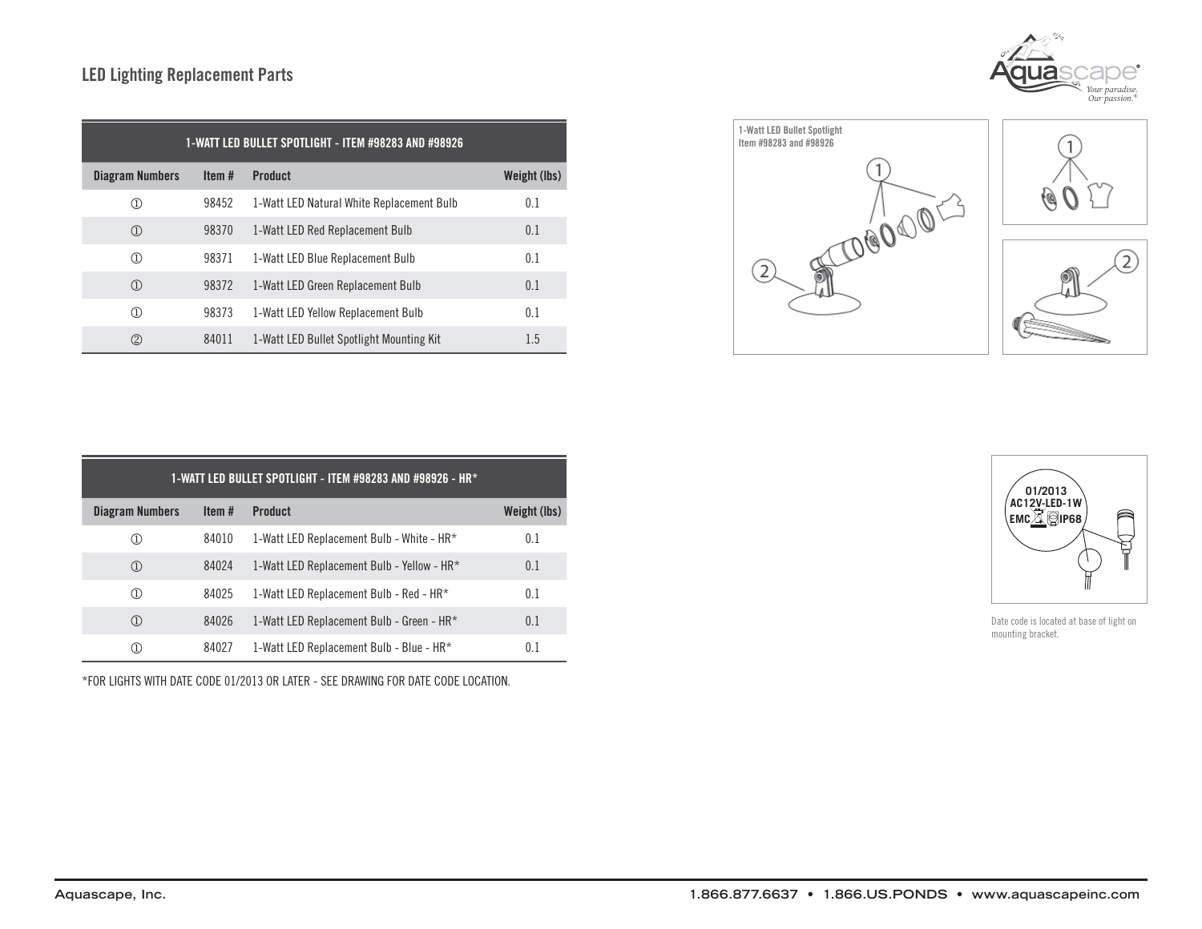## LED Lighting Replacement Parts

| 1-WATT LED BULLET SPOTLIGHT - ITEM #98283 AND #98926 | | | |
|---|---|---|---|
| Diagram Numbers | Item # | Product | Weight (lbs) |
| ① | 98452 | 1-Watt LED Natural White Replacement Bulb | 0.1 |
| ① | 98370 | 1-Watt LED Red Replacement Bulb | 0.1 |
| ① | 98371 | 1-Watt LED Blue Replacement Bulb | 0.1 |
| ① | 98372 | 1-Watt LED Green Replacement Bulb | 0.1 |
| ① | 98373 | 1-Watt LED Yellow Replacement Bulb | 0.1 |
| ② | 84011 | 1-Watt LED Bullet Spotlight Mounting Kit | 1.5 |

1-Watt LED Bullet Spotlight
Item #98283 and #98926

| 1-WATT LED BULLET SPOTLIGHT - ITEM #98283 AND #98926 - HR* | | | |
|---|---|---|---|
| Diagram Numbers | Item # | Product | Weight (lbs) |
| ① | 84010 | 1-Watt LED Replacement Bulb - White - HR* | 0.1 |
| ① | 84024 | 1-Watt LED Replacement Bulb - Yellow - HR* | 0.1 |
| ① | 84025 | 1-Watt LED Replacement Bulb - Red - HR* | 0.1 |
| ① | 84026 | 1-Watt LED Replacement Bulb - Green - HR* | 0.1 |
| ① | 84027 | 1-Watt LED Replacement Bulb - Blue - HR* | 0.1 |

*FOR LIGHTS WITH DATE CODE 01/2013 OR LATER - SEE DRAWING FOR DATE CODE LOCATION.

01/2013
AC12V-LED-1W
EMC IP68

Date code is located at base of light on mounting bracket.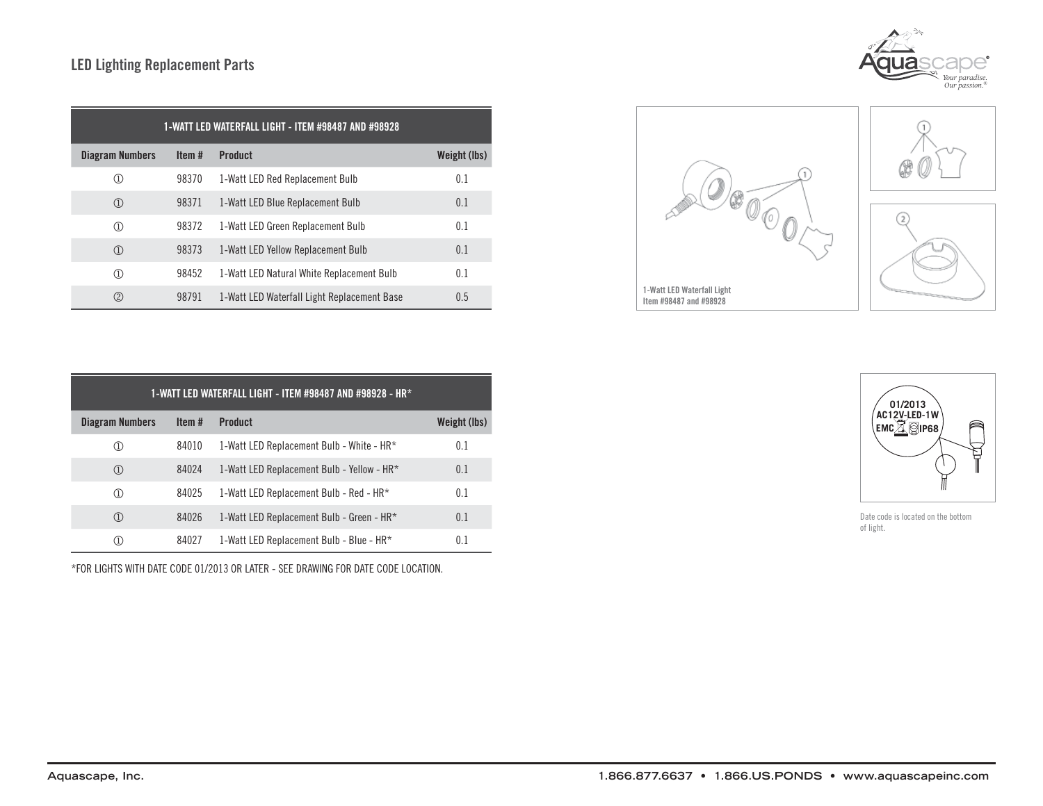## LED Lighting Replacement Parts

| 1-WATT LED WATERFALL LIGHT - ITEM #98487 AND #98928 | | | |
|---|---|---|---|
| Diagram Numbers | Item # | Product | Weight (lbs) |
| ① | 98370 | 1-Watt LED Red Replacement Bulb | 0.1 |
| ① | 98371 | 1-Watt LED Blue Replacement Bulb | 0.1 |
| ① | 98372 | 1-Watt LED Green Replacement Bulb | 0.1 |
| ① | 98373 | 1-Watt LED Yellow Replacement Bulb | 0.1 |
| ① | 98452 | 1-Watt LED Natural White Replacement Bulb | 0.1 |
| ② | 98791 | 1-Watt LED Waterfall Light Replacement Base | 0.5 |

1-Watt LED Waterfall Light
Item #98487 and #98928

| 1-WATT LED WATERFALL LIGHT - ITEM #98487 AND #98928 - HR* | | | |
|---|---|---|---|
| Diagram Numbers | Item # | Product | Weight (lbs) |
| ① | 84010 | 1-Watt LED Replacement Bulb - White - HR* | 0.1 |
| ① | 84024 | 1-Watt LED Replacement Bulb - Yellow - HR* | 0.1 |
| ① | 84025 | 1-Watt LED Replacement Bulb - Red - HR* | 0.1 |
| ① | 84026 | 1-Watt LED Replacement Bulb - Green - HR* | 0.1 |
| ① | 84027 | 1-Watt LED Replacement Bulb - Blue - HR* | 0.1 |

*FOR LIGHTS WITH DATE CODE 01/2013 OR LATER - SEE DRAWING FOR DATE CODE LOCATION.

Date code is located on the bottom of light.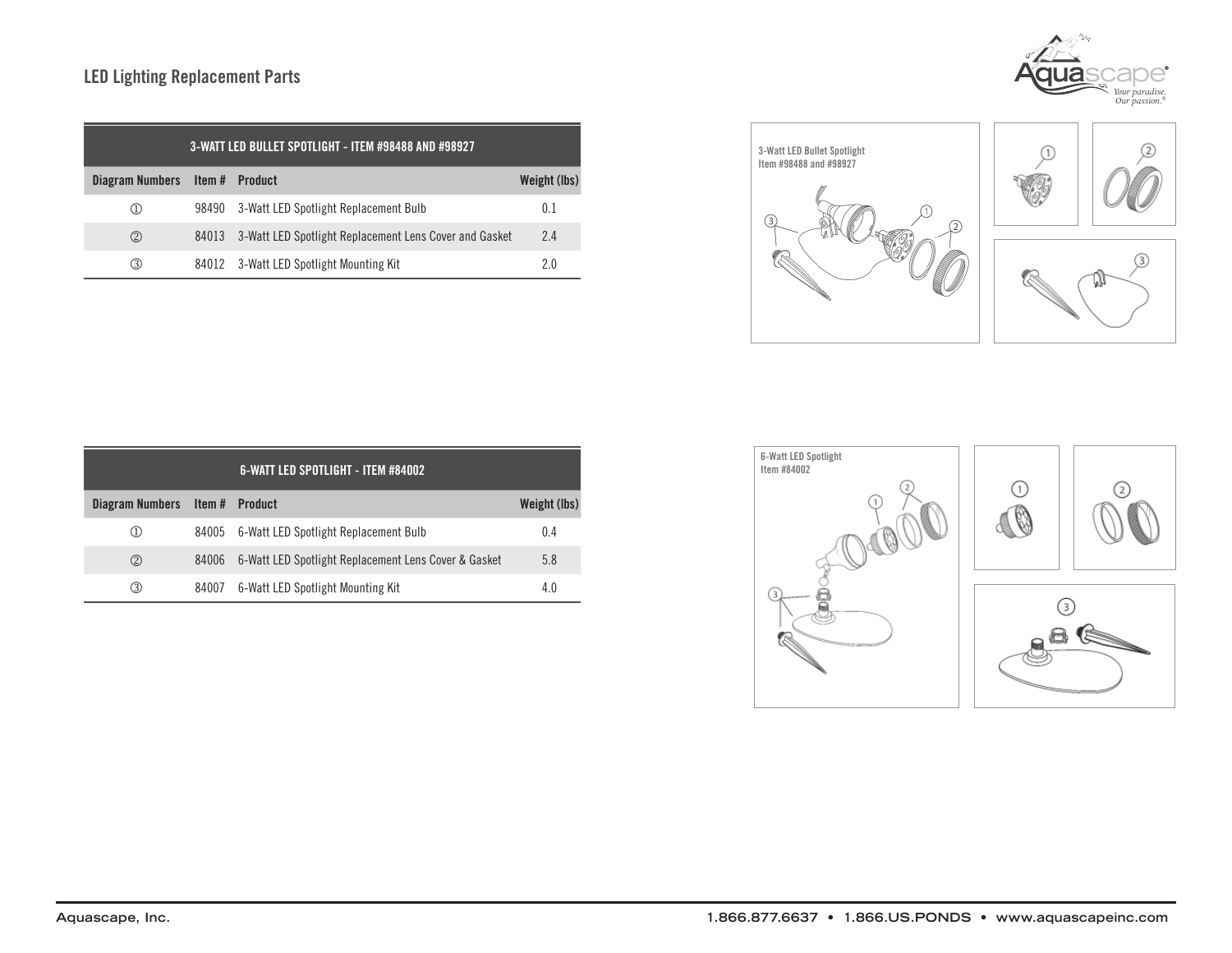## LED Lighting Replacement Parts

| 3-WATT LED BULLET SPOTLIGHT - ITEM #98488 AND #98927 | | | |
|---|---|---|---|
| Diagram Numbers | Item # | Product | Weight (lbs) |
| ① | 98490 | 3-Watt LED Spotlight Replacement Bulb | 0.1 |
| ② | 84013 | 3-Watt LED Spotlight Replacement Lens Cover and Gasket | 2.4 |
| ③ | 84012 | 3-Watt LED Spotlight Mounting Kit | 2.0 |

3-Watt LED Bullet Spotlight
Item #98488 and #98927

| 6-WATT LED SPOTLIGHT - ITEM #84002 | | | |
|---|---|---|---|
| Diagram Numbers | Item # | Product | Weight (lbs) |
| ① | 84005 | 6-Watt LED Spotlight Replacement Bulb | 0.4 |
| ② | 84006 | 6-Watt LED Spotlight Replacement Lens Cover & Gasket | 5.8 |
| ③ | 84007 | 6-Watt LED Spotlight Mounting Kit | 4.0 |

6-Watt LED Spotlight
Item #84002